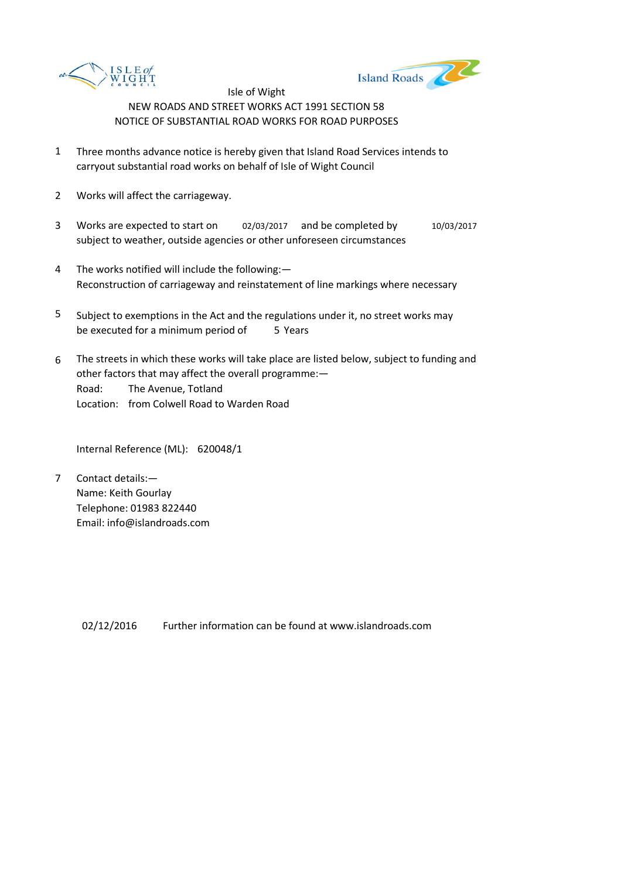Isle of Wight

NEW ROADS AND STREET WORKS ACT 1991 SECTION 58

NOTICE OF SUBSTANTIAL ROAD WORKS FOR ROAD PURPOSES

1. Three months advance notice is hereby given that Island Road Services intends to carryout substantial road works on behalf of Isle of Wight Council

2. Works will affect the carriageway.

3. Works are expected to start on 02/03/2017 and be completed by 10/03/2017 subject to weather, outside agencies or other unforeseen circumstances

4. The works notified will include the following:—
   Reconstruction of carriageway and reinstatement of line markings where necessary

5. Subject to exemptions in the Act and the regulations under it, no street works may be executed for a minimum period of 5 Years

6. The streets in which these works will take place are listed below, subject to funding and other factors that may affect the overall programme:—
   Road: The Avenue, Totland
   Location: from Colwell Road to Warden Road

   Internal Reference (ML): 620048/1

7. Contact details:—
   Name: Keith Gourlay
   Telephone: 01983 822440
   Email: info@islandroads.com

02/12/2016 Further information can be found at www.islandroads.com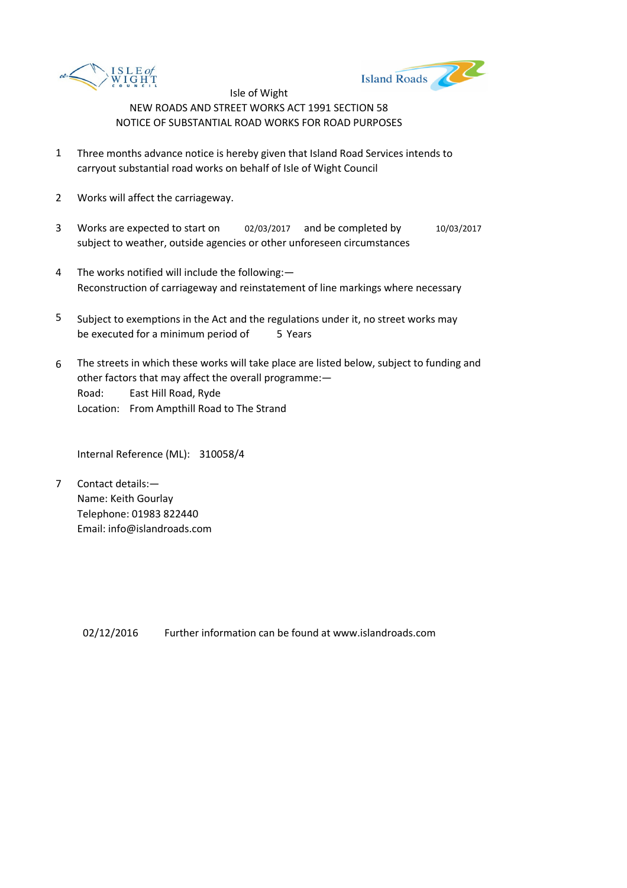Isle of Wight

NEW ROADS AND STREET WORKS ACT 1991 SECTION 58

NOTICE OF SUBSTANTIAL ROAD WORKS FOR ROAD PURPOSES

1. Three months advance notice is hereby given that Island Road Services intends to carryout substantial road works on behalf of Isle of Wight Council

2. Works will affect the carriageway.

3. Works are expected to start on 02/03/2017 and be completed by 10/03/2017 subject to weather, outside agencies or other unforeseen circumstances

4. The works notified will include the following:— Reconstruction of carriageway and reinstatement of line markings where necessary

5. Subject to exemptions in the Act and the regulations under it, no street works may be executed for a minimum period of 5 Years

6. The streets in which these works will take place are listed below, subject to funding and other factors that may affect the overall programme:—
   Road: East Hill Road, Ryde
   Location: From Ampthill Road to The Strand

   Internal Reference (ML): 310058/4

7. Contact details:—
   Name: Keith Gourlay
   Telephone: 01983 822440
   Email: info@islandroads.com

02/12/2016 Further information can be found at www.islandroads.com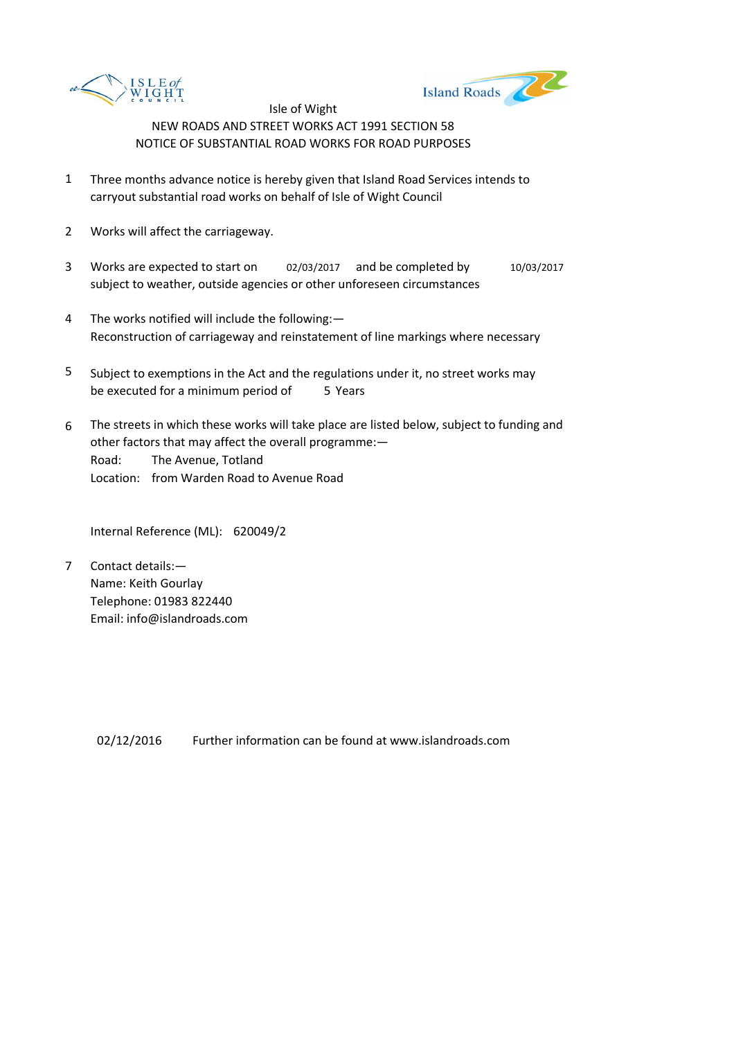Isle of Wight

NEW ROADS AND STREET WORKS ACT 1991 SECTION 58

NOTICE OF SUBSTANTIAL ROAD WORKS FOR ROAD PURPOSES

1. Three months advance notice is hereby given that Island Road Services intends to carryout substantial road works on behalf of Isle of Wight Council

2. Works will affect the carriageway.

3. Works are expected to start on 02/03/2017 and be completed by 10/03/2017 subject to weather, outside agencies or other unforeseen circumstances

4. The works notified will include the following:—
   Reconstruction of carriageway and reinstatement of line markings where necessary

5. Subject to exemptions in the Act and the regulations under it, no street works may be executed for a minimum period of 5 Years

6. The streets in which these works will take place are listed below, subject to funding and other factors that may affect the overall programme:—
   Road: The Avenue, Totland
   Location: from Warden Road to Avenue Road

   Internal Reference (ML): 620049/2

7. Contact details:—
   Name: Keith Gourlay
   Telephone: 01983 822440
   Email: info@islandroads.com

02/12/2016 Further information can be found at www.islandroads.com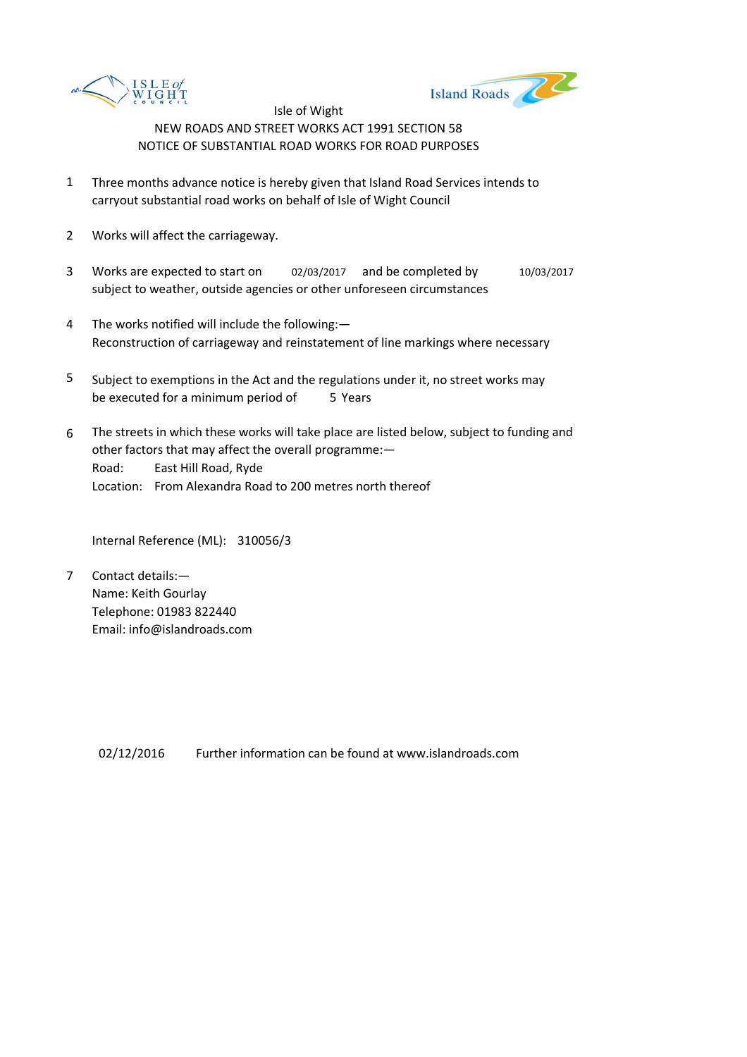Isle of Wight

NEW ROADS AND STREET WORKS ACT 1991 SECTION 58

NOTICE OF SUBSTANTIAL ROAD WORKS FOR ROAD PURPOSES

1. Three months advance notice is hereby given that Island Road Services intends to carryout substantial road works on behalf of Isle of Wight Council

2. Works will affect the carriageway.

3. Works are expected to start on 02/03/2017 and be completed by 10/03/2017 subject to weather, outside agencies or other unforeseen circumstances

4. The works notified will include the following:—
   Reconstruction of carriageway and reinstatement of line markings where necessary

5. Subject to exemptions in the Act and the regulations under it, no street works may be executed for a minimum period of 5 Years

6. The streets in which these works will take place are listed below, subject to funding and other factors that may affect the overall programme:—
   Road: East Hill Road, Ryde
   Location: From Alexandra Road to 200 metres north thereof

   Internal Reference (ML): 310056/3

7. Contact details:—
   Name: Keith Gourlay
   Telephone: 01983 822440
   Email: info@islandroads.com

02/12/2016 Further information can be found at www.islandroads.com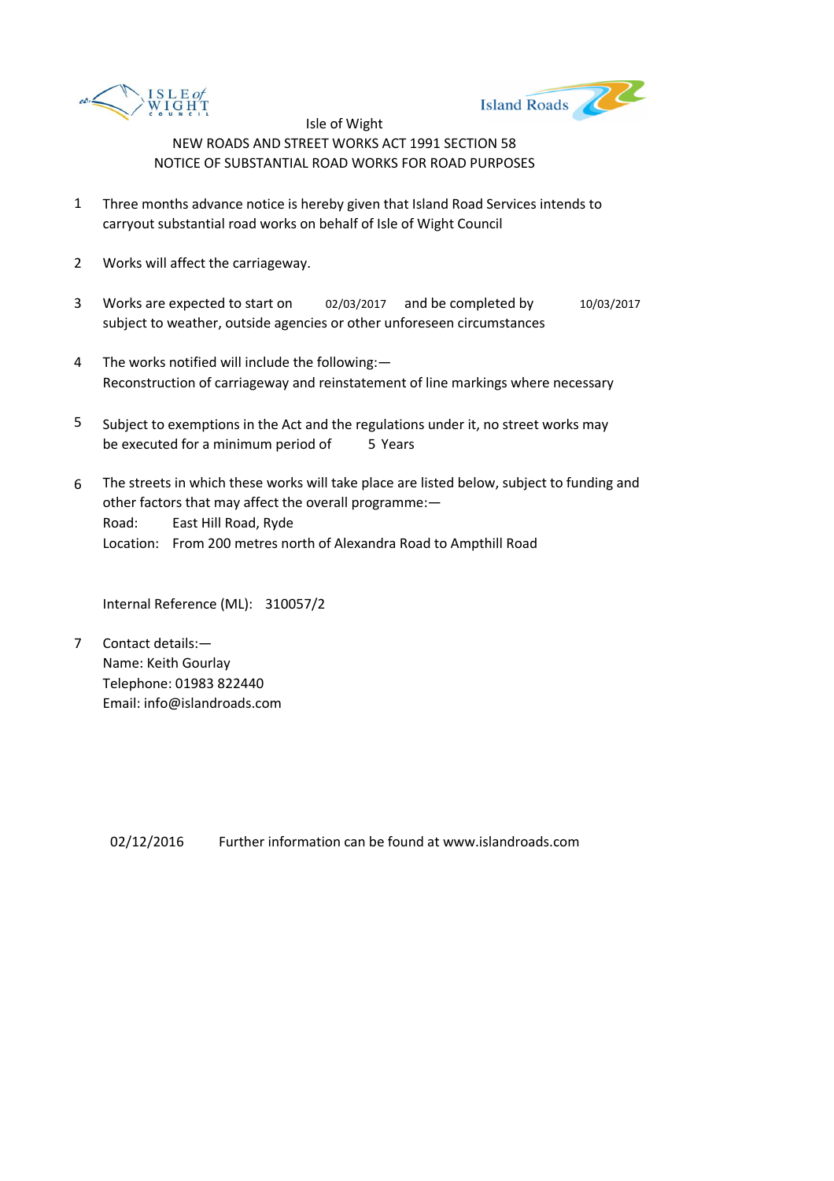Isle of Wight

NEW ROADS AND STREET WORKS ACT 1991 SECTION 58

NOTICE OF SUBSTANTIAL ROAD WORKS FOR ROAD PURPOSES

1. Three months advance notice is hereby given that Island Road Services intends to carryout substantial road works on behalf of Isle of Wight Council

2. Works will affect the carriageway.

3. Works are expected to start on 02/03/2017 and be completed by 10/03/2017 subject to weather, outside agencies or other unforeseen circumstances

4. The works notified will include the following:—
   Reconstruction of carriageway and reinstatement of line markings where necessary

5. Subject to exemptions in the Act and the regulations under it, no street works may be executed for a minimum period of 5 Years

6. The streets in which these works will take place are listed below, subject to funding and other factors that may affect the overall programme:—
   Road: East Hill Road, Ryde
   Location: From 200 metres north of Alexandra Road to Ampthill Road

   Internal Reference (ML): 310057/2

7. Contact details:—
   Name: Keith Gourlay
   Telephone: 01983 822440
   Email: info@islandroads.com

02/12/2016 Further information can be found at www.islandroads.com